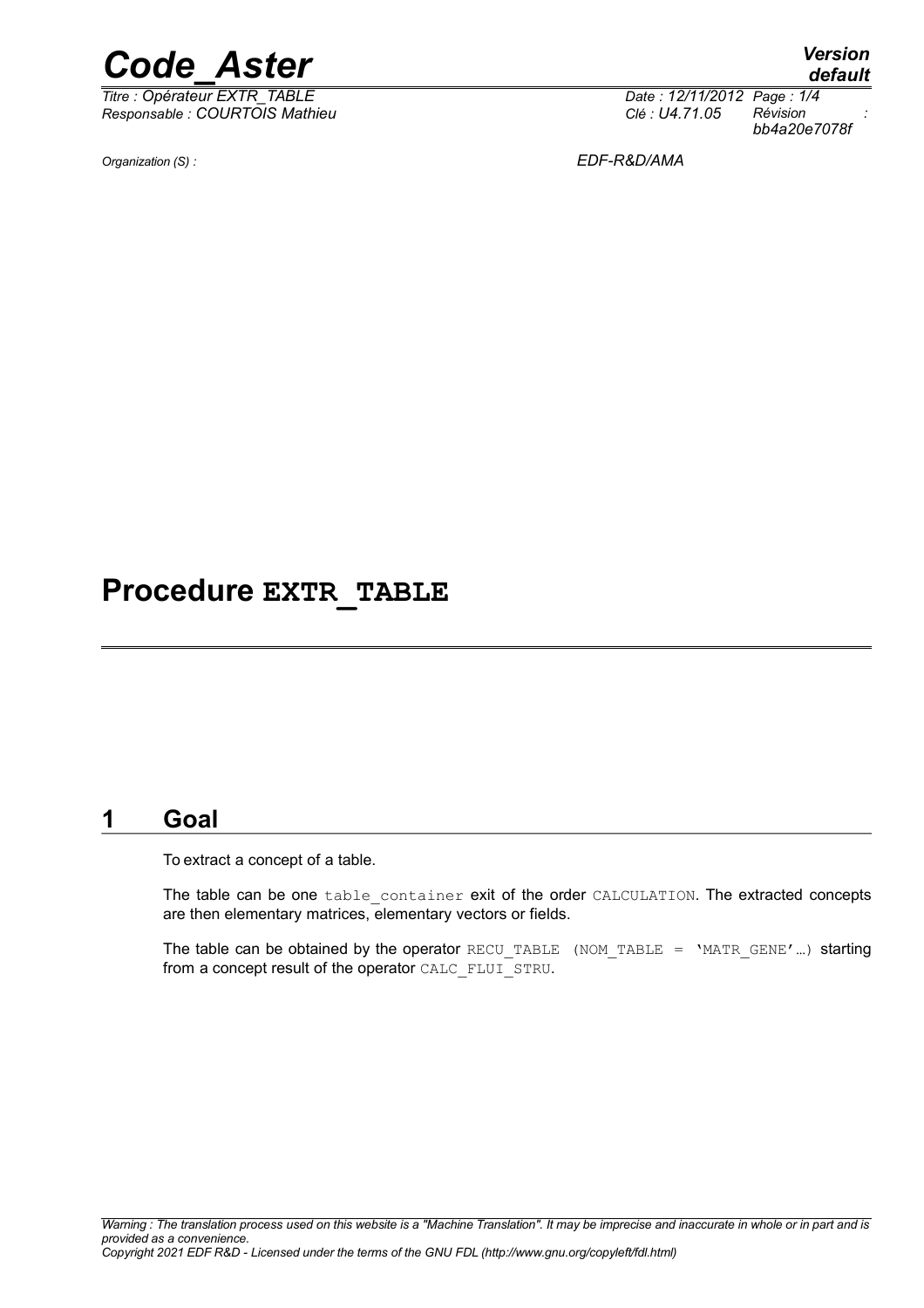# Procedure EXTR_TABLE

## 1 Goal

To extract a concept of a table.

The table can be one table_container exit of the order CALCULATION. The extracted concepts are then elementary matrices, elementary vectors or fields.

The table can be obtained by the operator RECU_TABLE (NOM_TABLE = 'MATR_GENE'…) starting from a concept result of the operator CALC_FLUI_STRU.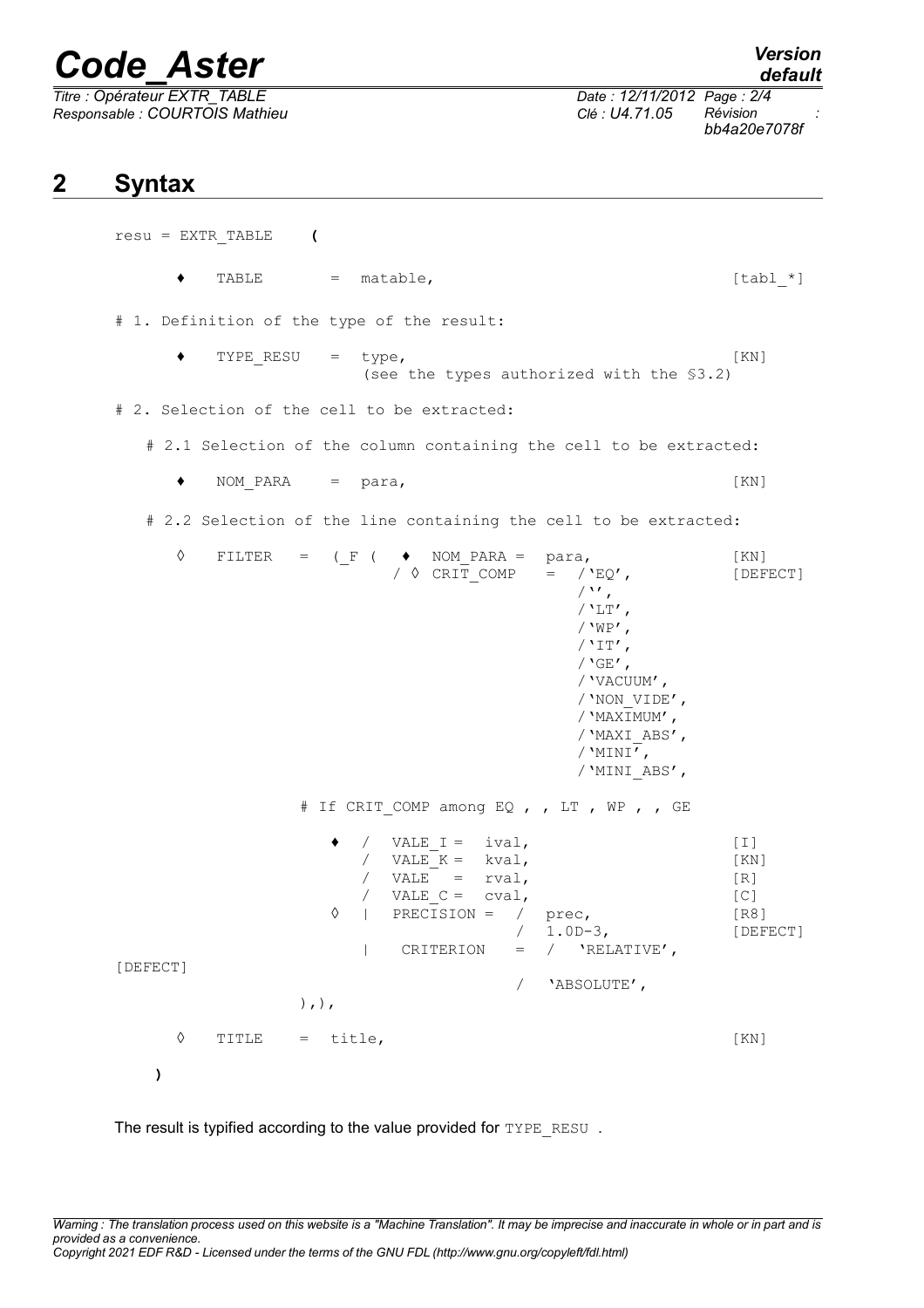## 2 Syntax

```
resu = EXTR_TABLE    (

     ♦   TABLE        =  matable,                                    [tabl_*]

# 1. Definition of the type of the result:

     ♦   TYPE_RESU    =  type,                                       [KN]
                         (see the types authorized with the §3.2)

# 2. Selection of the cell to be extracted:

   # 2.1 Selection of the column containing the cell to be extracted:

     ♦   NOM_PARA     =  para,                                       [KN]

   # 2.2 Selection of the line containing the cell to be extracted:

     ◊   FILTER    =  (_F (  ♦  NOM_PARA =  para,                    [KN]
                           / ◊  CRIT_COMP  =  /'EQ',                 [DEFECT]
                                              /'',
                                              /'LT',
                                              /'WP',
                                              /'IT',
                                              /'GE',
                                              /'VACUUM',
                                              /'NON_VIDE',
                                              /'MAXIMUM',
                                              /'MAXI_ABS',
                                              /'MINI',
                                              /'MINI_ABS',

                  # If CRIT_COMP among EQ , , LT , WP , , GE

                     ♦  /  VALE_I =  ival,                           [I]
                        /  VALE_K =  kval,                           [KN]
                        /  VALE   =  rval,                           [R]
                        /  VALE_C =  cval,                           [C]
                     ◊  |  PRECISION =  /  prec,                     [R8]
                                        /  1.0D-3,                   [DEFECT]
                        |   CRITERION   =  /  'RELATIVE',
[DEFECT]
                                           /  'ABSOLUTE',
                  ),),

     ◊   TITLE     =  title,                                         [KN]

   )
```

The result is typified according to the value provided for TYPE_RESU .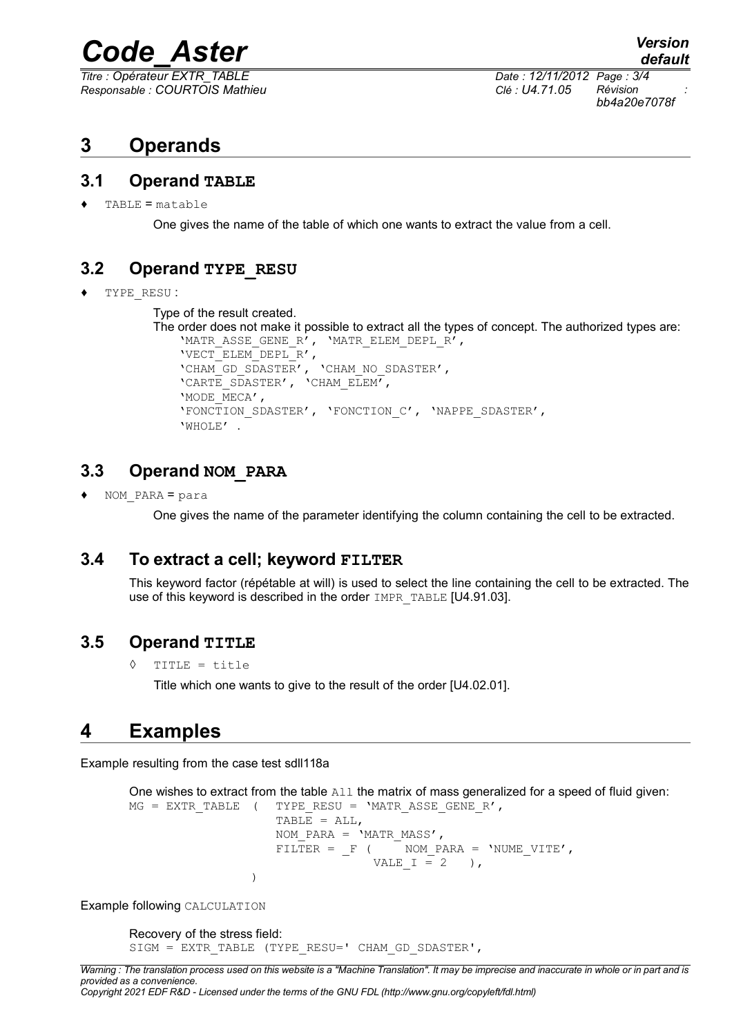# 3 Operands

## 3.1 Operand TABLE

♦ TABLE = matable

One gives the name of the table of which one wants to extract the value from a cell.

## 3.2 Operand TYPE_RESU

♦ TYPE_RESU :

Type of the result created.

The order does not make it possible to extract all the types of concept. The authorized types are:

```
'MATR_ASSE_GENE_R', 'MATR_ELEM_DEPL_R',
'VECT_ELEM_DEPL_R',
'CHAM_GD_SDASTER', 'CHAM_NO_SDASTER',
'CARTE_SDASTER', 'CHAM_ELEM',
'MODE_MECA',
'FONCTION_SDASTER', 'FONCTION_C', 'NAPPE_SDASTER',
'WHOLE' .
```

## 3.3 Operand NOM_PARA

♦ NOM_PARA = para

One gives the name of the parameter identifying the column containing the cell to be extracted.

## 3.4 To extract a cell; keyword FILTER

This keyword factor (répétable at will) is used to select the line containing the cell to be extracted. The use of this keyword is described in the order IMPR_TABLE [U4.91.03].

## 3.5 Operand TITLE

◊ TITLE = title

Title which one wants to give to the result of the order [U4.02.01].

# 4 Examples

Example resulting from the case test sdll118a

One wishes to extract from the table All the matrix of mass generalized for a speed of fluid given:

```
MG = EXTR_TABLE  (   TYPE_RESU = 'MATR_ASSE_GENE_R',
                     TABLE = ALL,
                     NOM_PARA = 'MATR_MASS',
                     FILTER = _F (     NOM_PARA = 'NUME_VITE',
                                  VALE_I = 2    ),
                 )
```

Example following CALCULATION

Recovery of the stress field:

```
SIGM = EXTR_TABLE (TYPE_RESU=' CHAM_GD_SDASTER',
```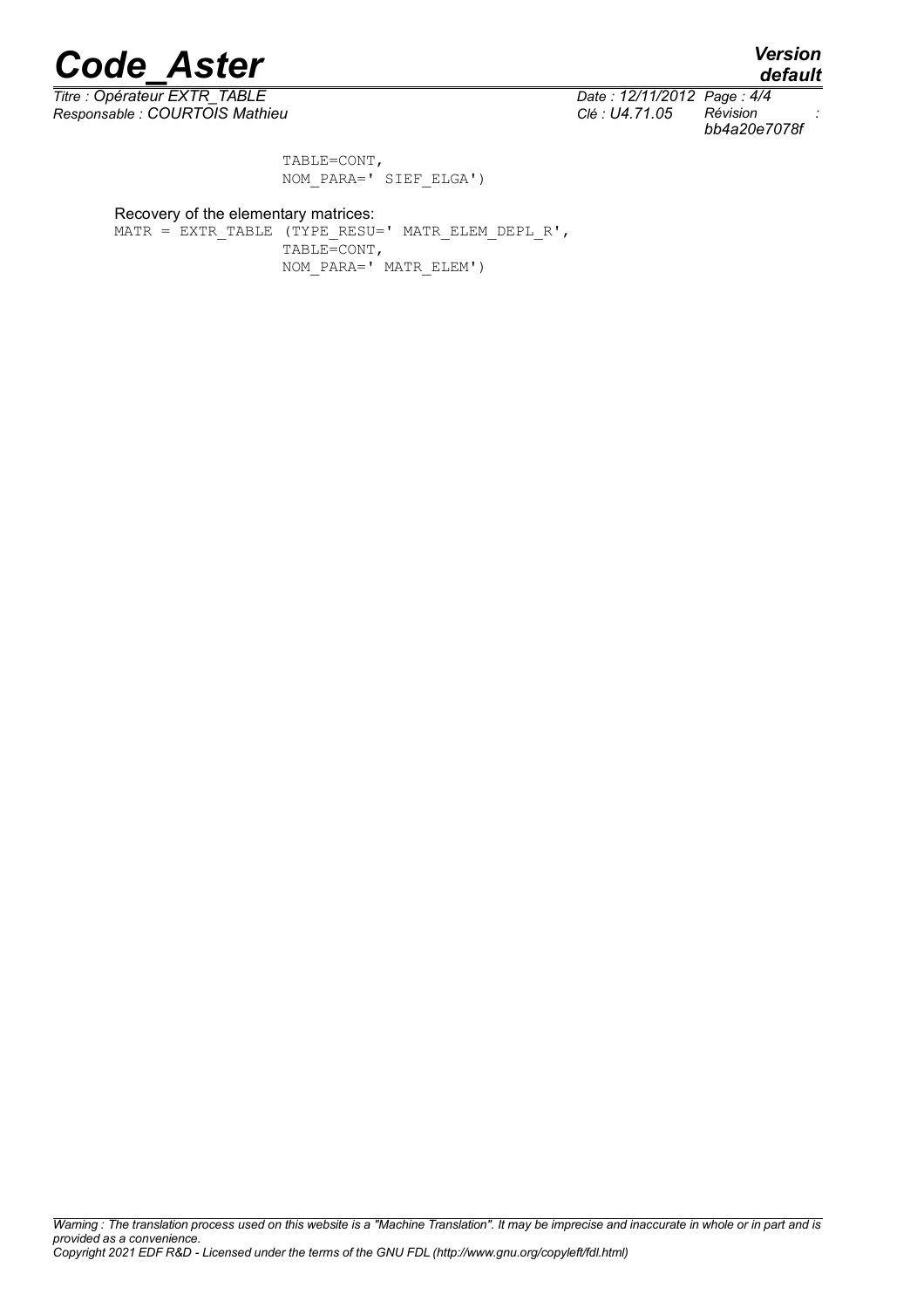```
                   TABLE=CONT,
                   NOM_PARA=' SIEF_ELGA')
```

Recovery of the elementary matrices:

```
MATR = EXTR_TABLE (TYPE_RESU=' MATR_ELEM_DEPL_R',
                   TABLE=CONT,
                   NOM_PARA=' MATR_ELEM')
```